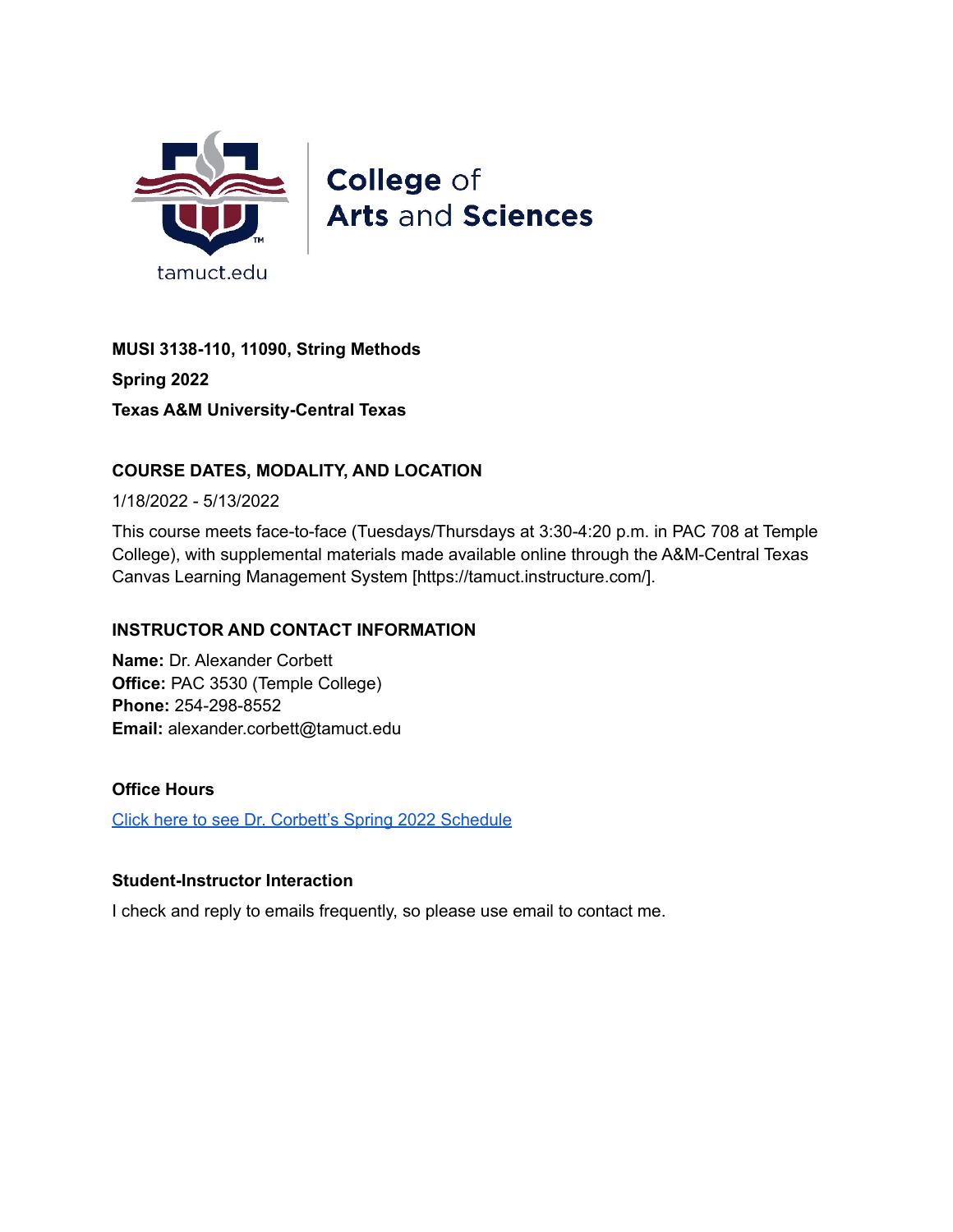College of
Arts and Sciences

tamuct.edu

**MUSI 3138-110, 11090, String Methods**

**Spring 2022**

**Texas A&M University-Central Texas**

## COURSE DATES, MODALITY, AND LOCATION

1/18/2022 - 5/13/2022

This course meets face-to-face (Tuesdays/Thursdays at 3:30-4:20 p.m. in PAC 708 at Temple College), with supplemental materials made available online through the A&M-Central Texas Canvas Learning Management System [https://tamuct.instructure.com/].

## INSTRUCTOR AND CONTACT INFORMATION

**Name:** Dr. Alexander Corbett
**Office:** PAC 3530 (Temple College)
**Phone:** 254-298-8552
**Email:** alexander.corbett@tamuct.edu

### Office Hours

Click here to see Dr. Corbett's Spring 2022 Schedule

### Student-Instructor Interaction

I check and reply to emails frequently, so please use email to contact me.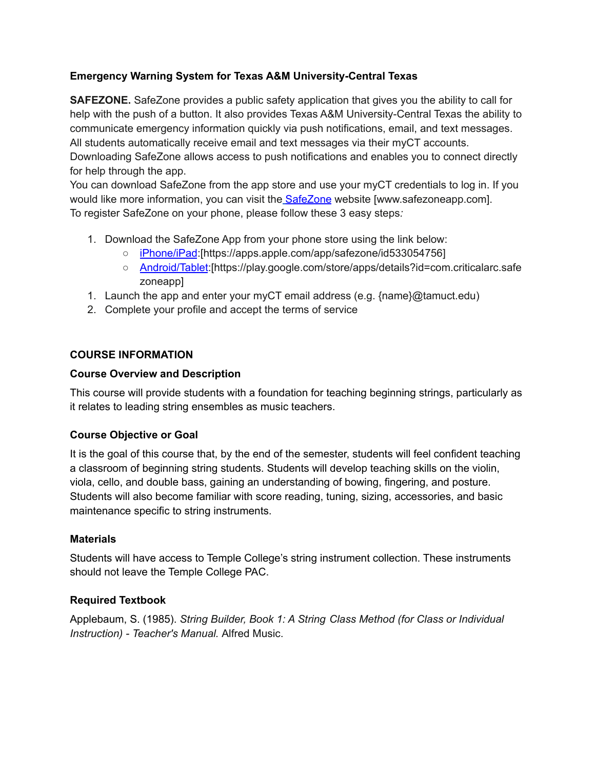**Emergency Warning System for Texas A&M University-Central Texas**

**SAFEZONE.** SafeZone provides a public safety application that gives you the ability to call for help with the push of a button. It also provides Texas A&M University-Central Texas the ability to communicate emergency information quickly via push notifications, email, and text messages. All students automatically receive email and text messages via their myCT accounts.
Downloading SafeZone allows access to push notifications and enables you to connect directly for help through the app.
You can download SafeZone from the app store and use your myCT credentials to log in. If you would like more information, you can visit the [SafeZone](www.safezoneapp.com) website [www.safezoneapp.com].
To register SafeZone on your phone, please follow these 3 easy steps*:*

1. Download the SafeZone App from your phone store using the link below:
   - [iPhone/iPad](https://apps.apple.com/app/safezone/id533054756):[https://apps.apple.com/app/safezone/id533054756]
   - [Android/Tablet](https://play.google.com/store/apps/details?id=com.criticalarc.safezoneapp):[https://play.google.com/store/apps/details?id=com.criticalarc.safezoneapp]
1. Launch the app and enter your myCT email address (e.g. {name}@tamuct.edu)
2. Complete your profile and accept the terms of service

## COURSE INFORMATION

### Course Overview and Description

This course will provide students with a foundation for teaching beginning strings, particularly as it relates to leading string ensembles as music teachers.

### Course Objective or Goal

It is the goal of this course that, by the end of the semester, students will feel confident teaching a classroom of beginning string students. Students will develop teaching skills on the violin, viola, cello, and double bass, gaining an understanding of bowing, fingering, and posture. Students will also become familiar with score reading, tuning, sizing, accessories, and basic maintenance specific to string instruments.

### Materials

Students will have access to Temple College's string instrument collection. These instruments should not leave the Temple College PAC.

### Required Textbook

Applebaum, S. (1985). *String Builder, Book 1: A String Class Method (for Class or Individual Instruction) - Teacher's Manual.* Alfred Music.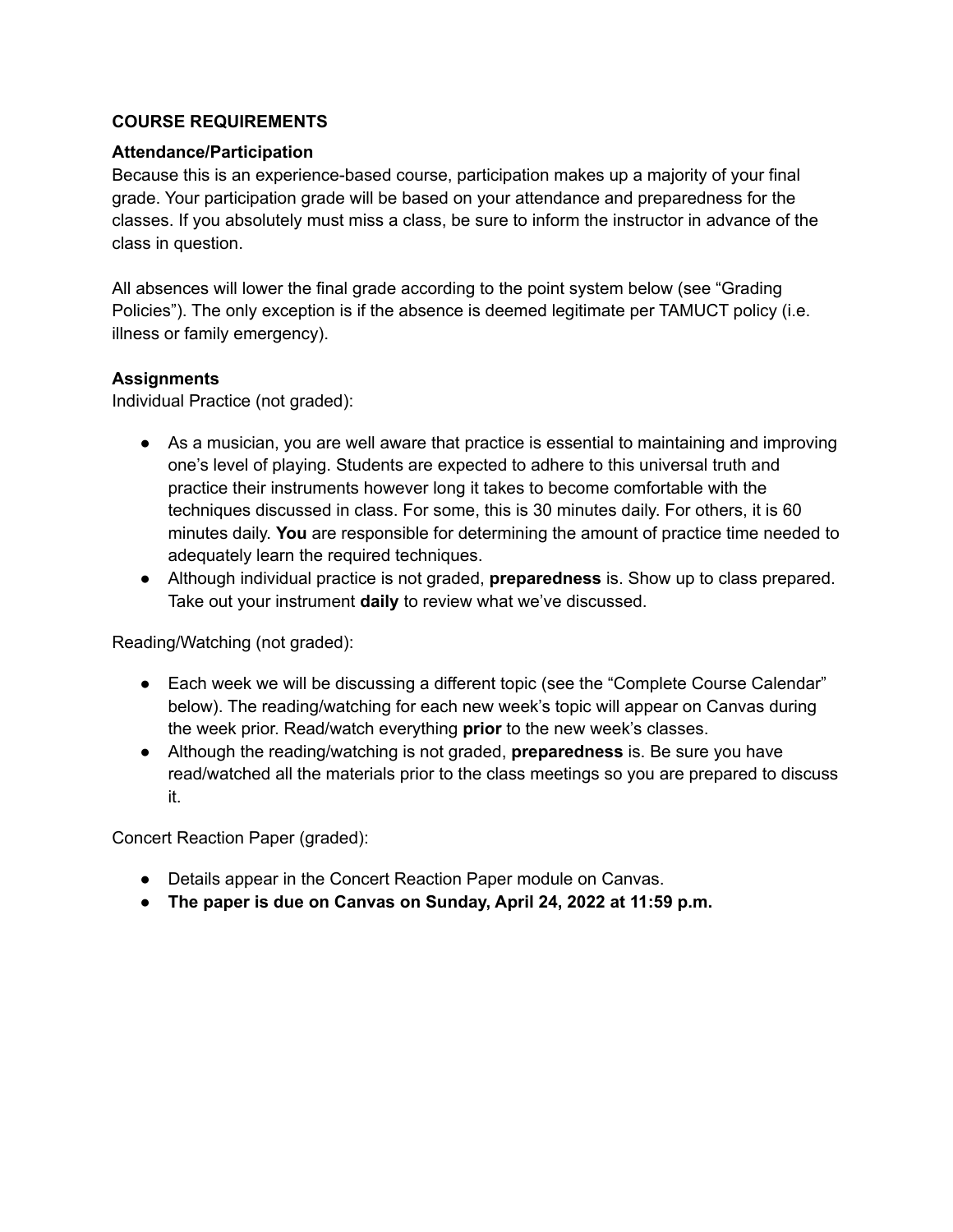## COURSE REQUIREMENTS

### Attendance/Participation

Because this is an experience-based course, participation makes up a majority of your final grade. Your participation grade will be based on your attendance and preparedness for the classes. If you absolutely must miss a class, be sure to inform the instructor in advance of the class in question.

All absences will lower the final grade according to the point system below (see "Grading Policies"). The only exception is if the absence is deemed legitimate per TAMUCT policy (i.e. illness or family emergency).

### Assignments

Individual Practice (not graded):

- As a musician, you are well aware that practice is essential to maintaining and improving one's level of playing. Students are expected to adhere to this universal truth and practice their instruments however long it takes to become comfortable with the techniques discussed in class. For some, this is 30 minutes daily. For others, it is 60 minutes daily. **You** are responsible for determining the amount of practice time needed to adequately learn the required techniques.
- Although individual practice is not graded, **preparedness** is. Show up to class prepared. Take out your instrument **daily** to review what we've discussed.

Reading/Watching (not graded):

- Each week we will be discussing a different topic (see the "Complete Course Calendar" below). The reading/watching for each new week's topic will appear on Canvas during the week prior. Read/watch everything **prior** to the new week's classes.
- Although the reading/watching is not graded, **preparedness** is. Be sure you have read/watched all the materials prior to the class meetings so you are prepared to discuss it.

Concert Reaction Paper (graded):

- Details appear in the Concert Reaction Paper module on Canvas.
- **The paper is due on Canvas on Sunday, April 24, 2022 at 11:59 p.m.**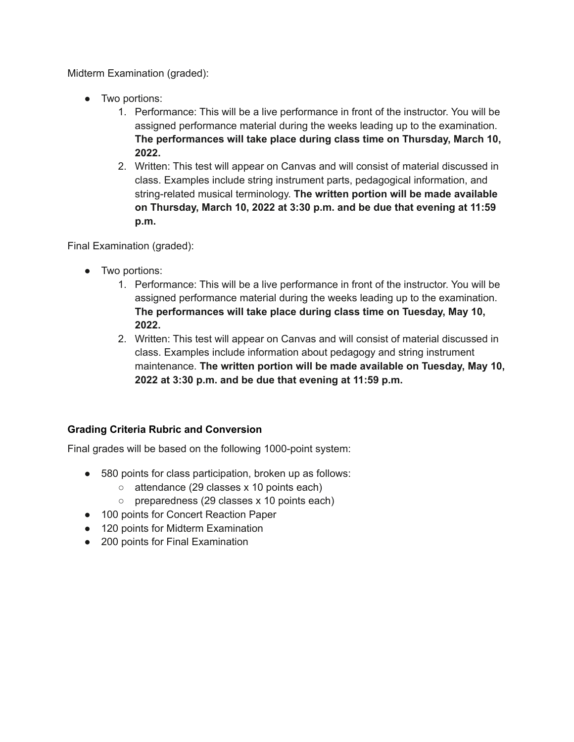Midterm Examination (graded):

- Two portions:
    1. Performance: This will be a live performance in front of the instructor. You will be assigned performance material during the weeks leading up to the examination. **The performances will take place during class time on Thursday, March 10, 2022.**
    2. Written: This test will appear on Canvas and will consist of material discussed in class. Examples include string instrument parts, pedagogical information, and string-related musical terminology. **The written portion will be made available on Thursday, March 10, 2022 at 3:30 p.m. and be due that evening at 11:59 p.m.**

Final Examination (graded):

- Two portions:
    1. Performance: This will be a live performance in front of the instructor. You will be assigned performance material during the weeks leading up to the examination. **The performances will take place during class time on Tuesday, May 10, 2022.**
    2. Written: This test will appear on Canvas and will consist of material discussed in class. Examples include information about pedagogy and string instrument maintenance. **The written portion will be made available on Tuesday, May 10, 2022 at 3:30 p.m. and be due that evening at 11:59 p.m.**

### Grading Criteria Rubric and Conversion

Final grades will be based on the following 1000-point system:

- 580 points for class participation, broken up as follows:
    - attendance (29 classes x 10 points each)
    - preparedness (29 classes x 10 points each)
- 100 points for Concert Reaction Paper
- 120 points for Midterm Examination
- 200 points for Final Examination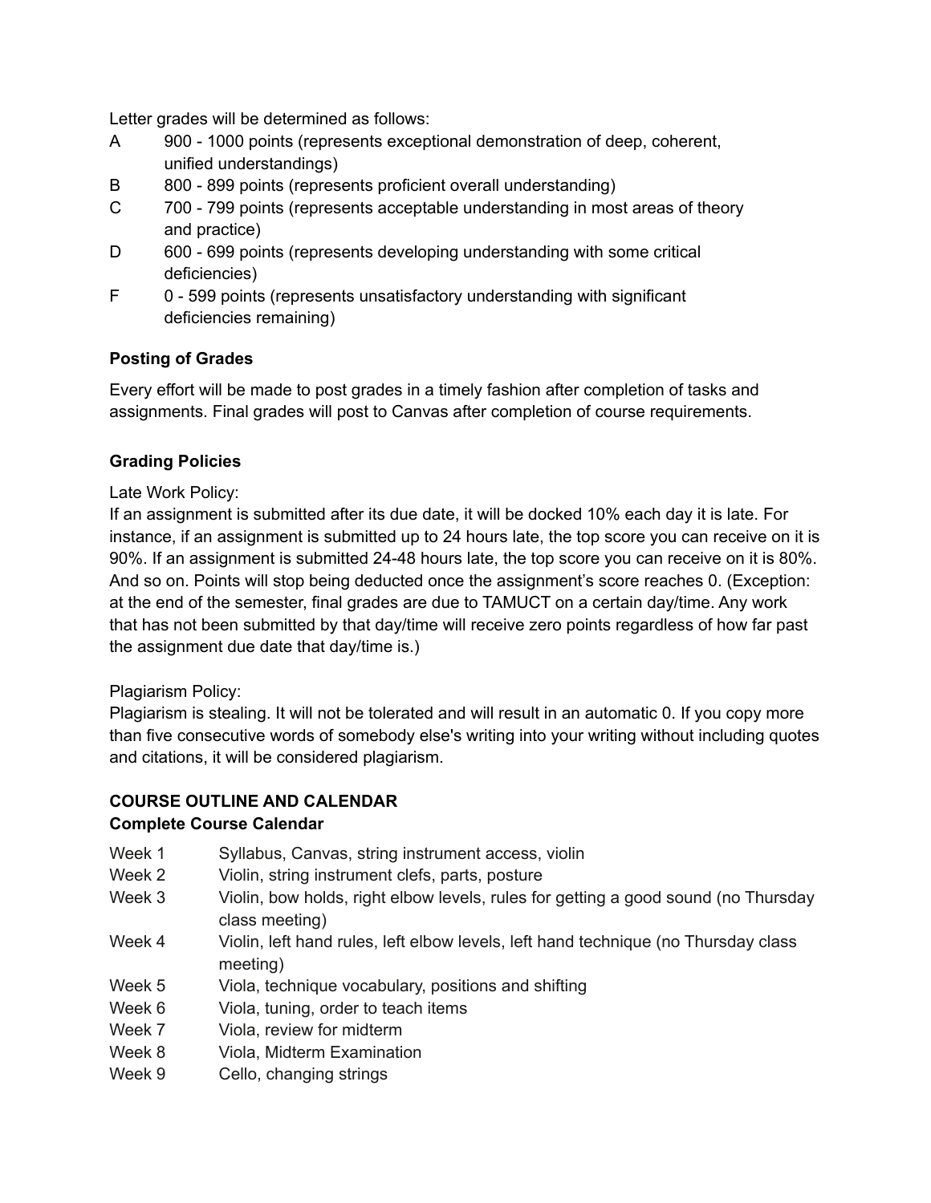Letter grades will be determined as follows:

| | |
|---|---|
| A | 900 - 1000 points (represents exceptional demonstration of deep, coherent, unified understandings) |
| B | 800 - 899 points (represents proficient overall understanding) |
| C | 700 - 799 points (represents acceptable understanding in most areas of theory and practice) |
| D | 600 - 699 points (represents developing understanding with some critical deficiencies) |
| F | 0 - 599 points (represents unsatisfactory understanding with significant deficiencies remaining) |

### Posting of Grades

Every effort will be made to post grades in a timely fashion after completion of tasks and assignments. Final grades will post to Canvas after completion of course requirements.

### Grading Policies

Late Work Policy:
If an assignment is submitted after its due date, it will be docked 10% each day it is late. For instance, if an assignment is submitted up to 24 hours late, the top score you can receive on it is 90%. If an assignment is submitted 24-48 hours late, the top score you can receive on it is 80%. And so on. Points will stop being deducted once the assignment's score reaches 0. (Exception: at the end of the semester, final grades are due to TAMUCT on a certain day/time. Any work that has not been submitted by that day/time will receive zero points regardless of how far past the assignment due date that day/time is.)

Plagiarism Policy:
Plagiarism is stealing. It will not be tolerated and will result in an automatic 0. If you copy more than five consecutive words of somebody else's writing into your writing without including quotes and citations, it will be considered plagiarism.

## COURSE OUTLINE AND CALENDAR

### Complete Course Calendar

| | |
|---|---|
| Week 1 | Syllabus, Canvas, string instrument access, violin |
| Week 2 | Violin, string instrument clefs, parts, posture |
| Week 3 | Violin, bow holds, right elbow levels, rules for getting a good sound (no Thursday class meeting) |
| Week 4 | Violin, left hand rules, left elbow levels, left hand technique (no Thursday class meeting) |
| Week 5 | Viola, technique vocabulary, positions and shifting |
| Week 6 | Viola, tuning, order to teach items |
| Week 7 | Viola, review for midterm |
| Week 8 | Viola, Midterm Examination |
| Week 9 | Cello, changing strings |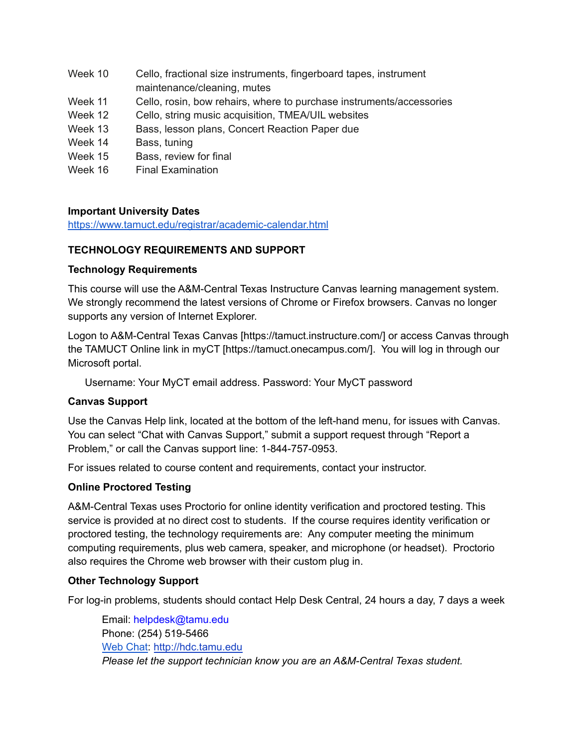| | |
|---|---|
| Week 10 | Cello, fractional size instruments, fingerboard tapes, instrument maintenance/cleaning, mutes |
| Week 11 | Cello, rosin, bow rehairs, where to purchase instruments/accessories |
| Week 12 | Cello, string music acquisition, TMEA/UIL websites |
| Week 13 | Bass, lesson plans, Concert Reaction Paper due |
| Week 14 | Bass, tuning |
| Week 15 | Bass, review for final |
| Week 16 | Final Examination |

**Important University Dates**

https://www.tamuct.edu/registrar/academic-calendar.html

## TECHNOLOGY REQUIREMENTS AND SUPPORT

### Technology Requirements

This course will use the A&M-Central Texas Instructure Canvas learning management system. We strongly recommend the latest versions of Chrome or Firefox browsers. Canvas no longer supports any version of Internet Explorer.

Logon to A&M-Central Texas Canvas [https://tamuct.instructure.com/] or access Canvas through the TAMUCT Online link in myCT [https://tamuct.onecampus.com/]. You will log in through our Microsoft portal.

Username: Your MyCT email address. Password: Your MyCT password

### Canvas Support

Use the Canvas Help link, located at the bottom of the left-hand menu, for issues with Canvas. You can select "Chat with Canvas Support," submit a support request through "Report a Problem," or call the Canvas support line: 1-844-757-0953.

For issues related to course content and requirements, contact your instructor.

### Online Proctored Testing

A&M-Central Texas uses Proctorio for online identity verification and proctored testing. This service is provided at no direct cost to students. If the course requires identity verification or proctored testing, the technology requirements are: Any computer meeting the minimum computing requirements, plus web camera, speaker, and microphone (or headset). Proctorio also requires the Chrome web browser with their custom plug in.

### Other Technology Support

For log-in problems, students should contact Help Desk Central, 24 hours a day, 7 days a week

Email: helpdesk@tamu.edu
Phone: (254) 519-5466
Web Chat: http://hdc.tamu.edu
*Please let the support technician know you are an A&M-Central Texas student.*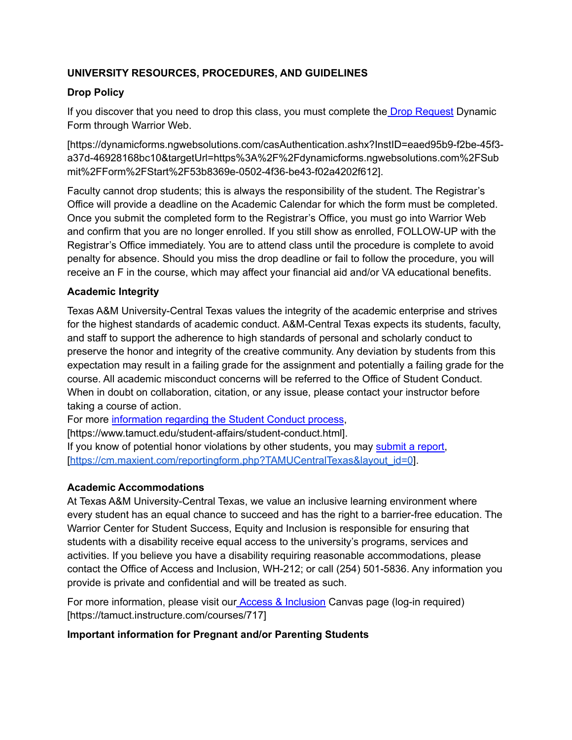**UNIVERSITY RESOURCES, PROCEDURES, AND GUIDELINES**

**Drop Policy**

If you discover that you need to drop this class, you must complete the [Drop Request](https://dynamicforms.ngwebsolutions.com/casAuthentication.ashx?InstID=eaed95b9-f2be-45f3-a37d-46928168bc10&targetUrl=https%3A%2F%2Fdynamicforms.ngwebsolutions.com%2FSubmit%2FForm%2FStart%2F53b8369e-0502-4f36-be43-f02a4202f612) Dynamic Form through Warrior Web.

[https://dynamicforms.ngwebsolutions.com/casAuthentication.ashx?InstID=eaed95b9-f2be-45f3-a37d-46928168bc10&targetUrl=https%3A%2F%2Fdynamicforms.ngwebsolutions.com%2FSubmit%2FForm%2FStart%2F53b8369e-0502-4f36-be43-f02a4202f612].

Faculty cannot drop students; this is always the responsibility of the student. The Registrar's Office will provide a deadline on the Academic Calendar for which the form must be completed. Once you submit the completed form to the Registrar's Office, you must go into Warrior Web and confirm that you are no longer enrolled. If you still show as enrolled, FOLLOW-UP with the Registrar's Office immediately. You are to attend class until the procedure is complete to avoid penalty for absence. Should you miss the drop deadline or fail to follow the procedure, you will receive an F in the course, which may affect your financial aid and/or VA educational benefits.

**Academic Integrity**

Texas A&M University-Central Texas values the integrity of the academic enterprise and strives for the highest standards of academic conduct. A&M-Central Texas expects its students, faculty, and staff to support the adherence to high standards of personal and scholarly conduct to preserve the honor and integrity of the creative community. Any deviation by students from this expectation may result in a failing grade for the assignment and potentially a failing grade for the course. All academic misconduct concerns will be referred to the Office of Student Conduct. When in doubt on collaboration, citation, or any issue, please contact your instructor before taking a course of action.
For more [information regarding the Student Conduct process](https://www.tamuct.edu/student-affairs/student-conduct.html),
[https://www.tamuct.edu/student-affairs/student-conduct.html].
If you know of potential honor violations by other students, you may [submit a report](https://cm.maxient.com/reportingform.php?TAMUCentralTexas&layout_id=0),
[https://cm.maxient.com/reportingform.php?TAMUCentralTexas&layout_id=0].

**Academic Accommodations**

At Texas A&M University-Central Texas, we value an inclusive learning environment where every student has an equal chance to succeed and has the right to a barrier-free education. The Warrior Center for Student Success, Equity and Inclusion is responsible for ensuring that students with a disability receive equal access to the university's programs, services and activities. If you believe you have a disability requiring reasonable accommodations, please contact the Office of Access and Inclusion, WH-212; or call (254) 501-5836. Any information you provide is private and confidential and will be treated as such.

For more information, please visit our [Access & Inclusion](https://tamuct.instructure.com/courses/717) Canvas page (log-in required) [https://tamuct.instructure.com/courses/717]

**Important information for Pregnant and/or Parenting Students**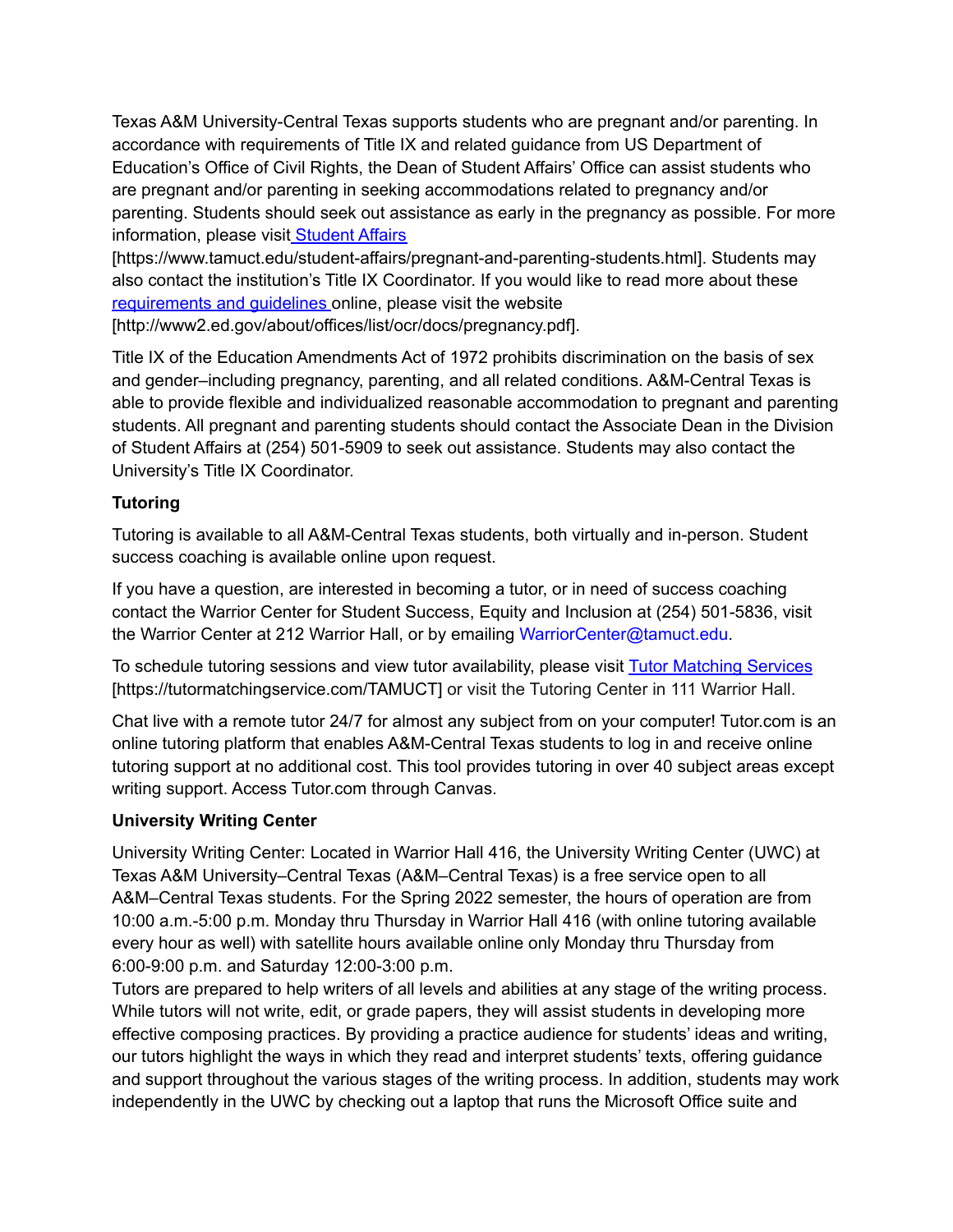Texas A&M University-Central Texas supports students who are pregnant and/or parenting. In accordance with requirements of Title IX and related guidance from US Department of Education's Office of Civil Rights, the Dean of Student Affairs' Office can assist students who are pregnant and/or parenting in seeking accommodations related to pregnancy and/or parenting. Students should seek out assistance as early in the pregnancy as possible. For more information, please visit [Student Affairs](https://www.tamuct.edu/student-affairs/pregnant-and-parenting-students.html) [https://www.tamuct.edu/student-affairs/pregnant-and-parenting-students.html]. Students may also contact the institution's Title IX Coordinator. If you would like to read more about these [requirements and guidelines](http://www2.ed.gov/about/offices/list/ocr/docs/pregnancy.pdf) online, please visit the website [http://www2.ed.gov/about/offices/list/ocr/docs/pregnancy.pdf].

Title IX of the Education Amendments Act of 1972 prohibits discrimination on the basis of sex and gender–including pregnancy, parenting, and all related conditions. A&M-Central Texas is able to provide flexible and individualized reasonable accommodation to pregnant and parenting students. All pregnant and parenting students should contact the Associate Dean in the Division of Student Affairs at (254) 501-5909 to seek out assistance. Students may also contact the University's Title IX Coordinator.

**Tutoring**

Tutoring is available to all A&M-Central Texas students, both virtually and in-person. Student success coaching is available online upon request.

If you have a question, are interested in becoming a tutor, or in need of success coaching contact the Warrior Center for Student Success, Equity and Inclusion at (254) 501-5836, visit the Warrior Center at 212 Warrior Hall, or by emailing WarriorCenter@tamuct.edu.

To schedule tutoring sessions and view tutor availability, please visit [Tutor Matching Services](https://tutormatchingservice.com/TAMUCT) [https://tutormatchingservice.com/TAMUCT] or visit the Tutoring Center in 111 Warrior Hall.

Chat live with a remote tutor 24/7 for almost any subject from on your computer! Tutor.com is an online tutoring platform that enables A&M-Central Texas students to log in and receive online tutoring support at no additional cost. This tool provides tutoring in over 40 subject areas except writing support. Access Tutor.com through Canvas.

**University Writing Center**

University Writing Center: Located in Warrior Hall 416, the University Writing Center (UWC) at Texas A&M University–Central Texas (A&M–Central Texas) is a free service open to all A&M–Central Texas students. For the Spring 2022 semester, the hours of operation are from 10:00 a.m.-5:00 p.m. Monday thru Thursday in Warrior Hall 416 (with online tutoring available every hour as well) with satellite hours available online only Monday thru Thursday from 6:00-9:00 p.m. and Saturday 12:00-3:00 p.m.

Tutors are prepared to help writers of all levels and abilities at any stage of the writing process. While tutors will not write, edit, or grade papers, they will assist students in developing more effective composing practices. By providing a practice audience for students' ideas and writing, our tutors highlight the ways in which they read and interpret students' texts, offering guidance and support throughout the various stages of the writing process. In addition, students may work independently in the UWC by checking out a laptop that runs the Microsoft Office suite and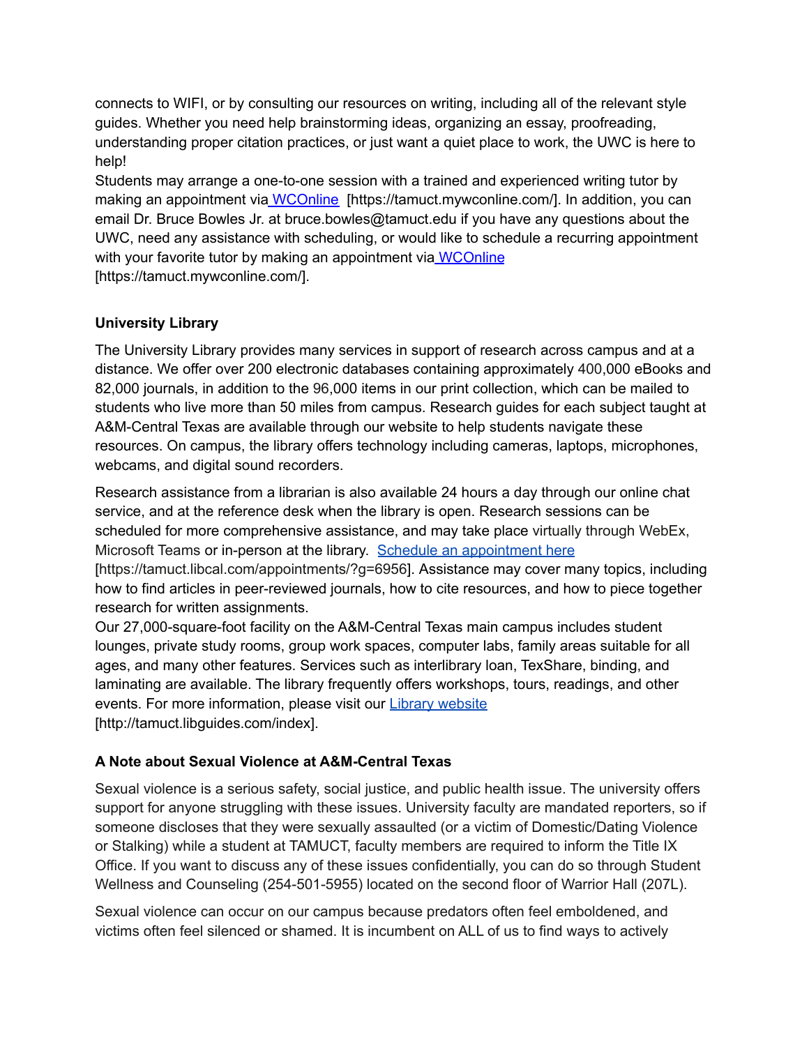connects to WIFI, or by consulting our resources on writing, including all of the relevant style guides. Whether you need help brainstorming ideas, organizing an essay, proofreading, understanding proper citation practices, or just want a quiet place to work, the UWC is here to help!

Students may arrange a one-to-one session with a trained and experienced writing tutor by making an appointment via WCOnline [https://tamuct.mywconline.com/]. In addition, you can email Dr. Bruce Bowles Jr. at bruce.bowles@tamuct.edu if you have any questions about the UWC, need any assistance with scheduling, or would like to schedule a recurring appointment with your favorite tutor by making an appointment via WCOnline [https://tamuct.mywconline.com/].

### University Library

The University Library provides many services in support of research across campus and at a distance. We offer over 200 electronic databases containing approximately 400,000 eBooks and 82,000 journals, in addition to the 96,000 items in our print collection, which can be mailed to students who live more than 50 miles from campus. Research guides for each subject taught at A&M-Central Texas are available through our website to help students navigate these resources. On campus, the library offers technology including cameras, laptops, microphones, webcams, and digital sound recorders.

Research assistance from a librarian is also available 24 hours a day through our online chat service, and at the reference desk when the library is open. Research sessions can be scheduled for more comprehensive assistance, and may take place virtually through WebEx, Microsoft Teams or in-person at the library. Schedule an appointment here [https://tamuct.libcal.com/appointments/?g=6956]. Assistance may cover many topics, including how to find articles in peer-reviewed journals, how to cite resources, and how to piece together research for written assignments.

Our 27,000-square-foot facility on the A&M-Central Texas main campus includes student lounges, private study rooms, group work spaces, computer labs, family areas suitable for all ages, and many other features. Services such as interlibrary loan, TexShare, binding, and laminating are available. The library frequently offers workshops, tours, readings, and other events. For more information, please visit our Library website [http://tamuct.libguides.com/index].

### A Note about Sexual Violence at A&M-Central Texas

Sexual violence is a serious safety, social justice, and public health issue. The university offers support for anyone struggling with these issues. University faculty are mandated reporters, so if someone discloses that they were sexually assaulted (or a victim of Domestic/Dating Violence or Stalking) while a student at TAMUCT, faculty members are required to inform the Title IX Office. If you want to discuss any of these issues confidentially, you can do so through Student Wellness and Counseling (254-501-5955) located on the second floor of Warrior Hall (207L).

Sexual violence can occur on our campus because predators often feel emboldened, and victims often feel silenced or shamed. It is incumbent on ALL of us to find ways to actively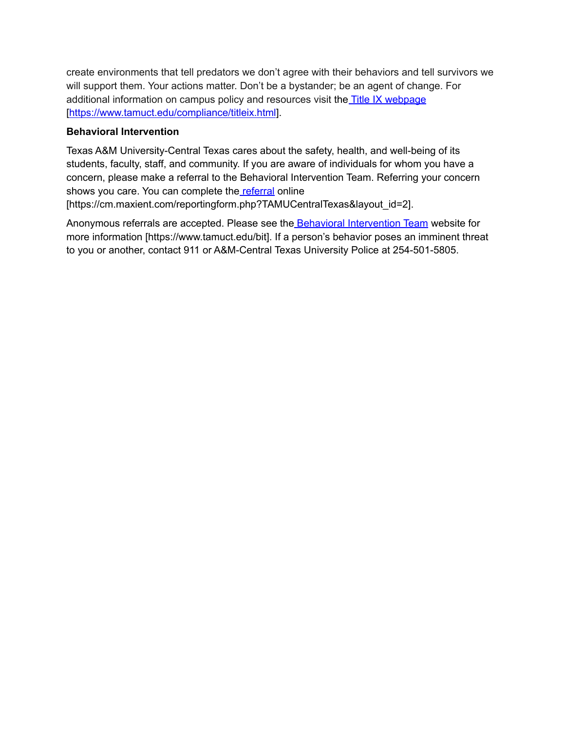create environments that tell predators we don't agree with their behaviors and tell survivors we will support them. Your actions matter. Don't be a bystander; be an agent of change. For additional information on campus policy and resources visit the [Title IX webpage](https://www.tamuct.edu/compliance/titleix.html) [https://www.tamuct.edu/compliance/titleix.html].

**Behavioral Intervention**

Texas A&M University-Central Texas cares about the safety, health, and well-being of its students, faculty, staff, and community. If you are aware of individuals for whom you have a concern, please make a referral to the Behavioral Intervention Team. Referring your concern shows you care. You can complete the [referral](https://cm.maxient.com/reportingform.php?TAMUCentralTexas&layout_id=2) online [https://cm.maxient.com/reportingform.php?TAMUCentralTexas&layout_id=2].

Anonymous referrals are accepted. Please see the [Behavioral Intervention Team](https://www.tamuct.edu/bit) website for more information [https://www.tamuct.edu/bit]. If a person's behavior poses an imminent threat to you or another, contact 911 or A&M-Central Texas University Police at 254-501-5805.